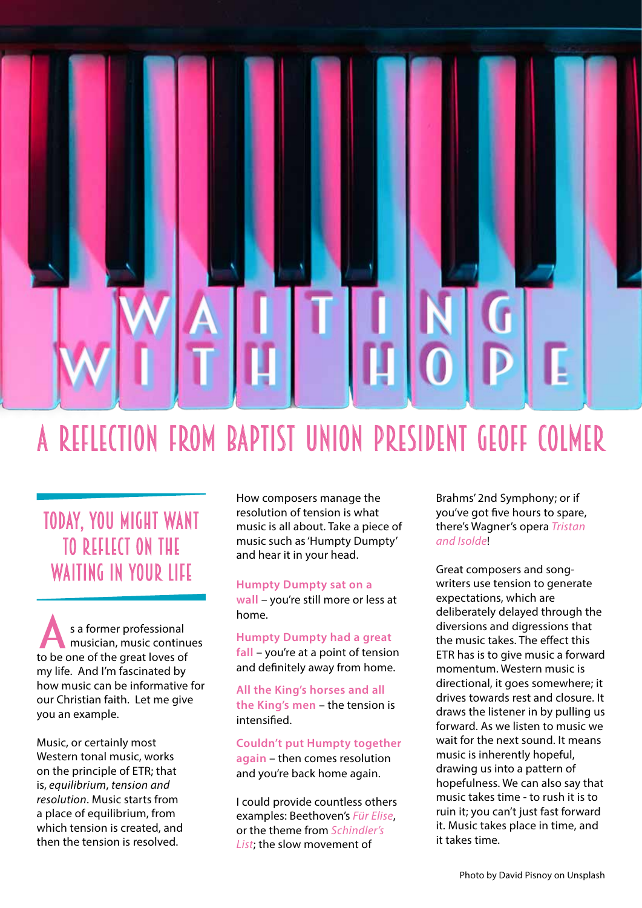# WAITING WITH HOPE

## A REFLECTION FROM BAPTIST UNION PRESIDENT GEOFF COLMER

### TODAY, YOU MIGHT WANT TO REFLECT ON THE WAITING IN YOUR LIFE

As a former professional musician, music continues to be one of the great loves of my life. And I'm fascinated by how music can be informative for our Christian faith. Let me give you an example.

Music, or certainly most Western tonal music, works on the principle of ETR; that is, *equilibrium*, *tension and resolution*. Music starts from a place of equilibrium, from which tension is created, and then the tension is resolved.

How composers manage the resolution of tension is what music is all about. Take a piece of music such as 'Humpty Dumpty' and hear it in your head.

**Humpty Dumpty sat on a wall** – you're still more or less at home.

**Humpty Dumpty had a great fall** – you're at a point of tension and definitely away from home.

**All the King's horses and all the King's men** – the tension is intensified.

**Couldn't put Humpty together again** – then comes resolution and you're back home again.

I could provide countless others examples: Beethoven's *Für Elise*, or the theme from *Schindler's List*; the slow movement of Brahms' 2nd Symphony; or if you've got five hours to spare, there's Wagner's opera *Tristan and Isolde*!

Great composers and song-writers use tension to generate expectations, which are deliberately delayed through the diversions and digressions that the music takes. The effect this ETR has is to give music a forward momentum. Western music is directional, it goes somewhere; it drives towards rest and closure. It draws the listener in by pulling us forward. As we listen to music we wait for the next sound. It means music is inherently hopeful, drawing us into a pattern of hopefulness. We can also say that music takes time - to rush it is to ruin it; you can't just fast forward it. Music takes place in time, and it takes time.

Photo by David Pisnoy on Unsplash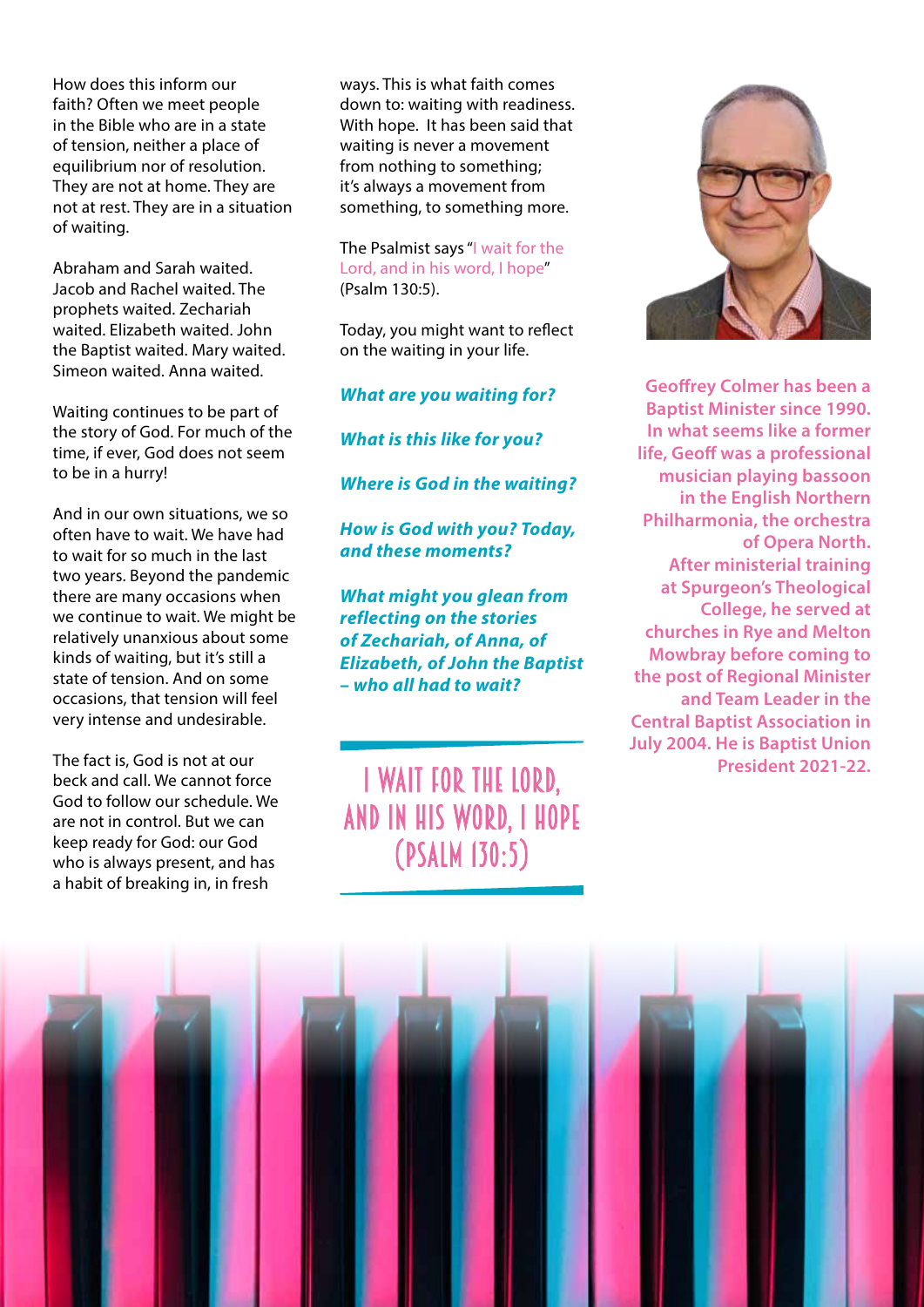How does this inform our faith? Often we meet people in the Bible who are in a state of tension, neither a place of equilibrium nor of resolution. They are not at home. They are not at rest. They are in a situation of waiting.

Abraham and Sarah waited. Jacob and Rachel waited. The prophets waited. Zechariah waited. Elizabeth waited. John the Baptist waited. Mary waited. Simeon waited. Anna waited.

Waiting continues to be part of the story of God. For much of the time, if ever, God does not seem to be in a hurry!

And in our own situations, we so often have to wait. We have had to wait for so much in the last two years. Beyond the pandemic there are many occasions when we continue to wait. We might be relatively unanxious about some kinds of waiting, but it's still a state of tension. And on some occasions, that tension will feel very intense and undesirable.

The fact is, God is not at our beck and call. We cannot force God to follow our schedule. We are not in control. But we can keep ready for God: our God who is always present, and has a habit of breaking in, in fresh ways. This is what faith comes down to: waiting with readiness. With hope. It has been said that waiting is never a movement from nothing to something; it's always a movement from something, to something more.

The Psalmist says "I wait for the Lord, and in his word, I hope" (Psalm 130:5).

Today, you might want to reflect on the waiting in your life.

***What are you waiting for?***

***What is this like for you?***

***Where is God in the waiting?***

***How is God with you? Today, and these moments?***

***What might you glean from reflecting on the stories of Zechariah, of Anna, of Elizabeth, of John the Baptist – who all had to wait?***

## I WAIT FOR THE LORD, AND IN HIS WORD, I HOPE (PSALM 130:5)

**Geoffrey Colmer has been a Baptist Minister since 1990. In what seems like a former life, Geoff was a professional musician playing bassoon in the English Northern Philharmonia, the orchestra of Opera North. After ministerial training at Spurgeon's Theological College, he served at churches in Rye and Melton Mowbray before coming to the post of Regional Minister and Team Leader in the Central Baptist Association in July 2004. He is Baptist Union President 2021-22.**